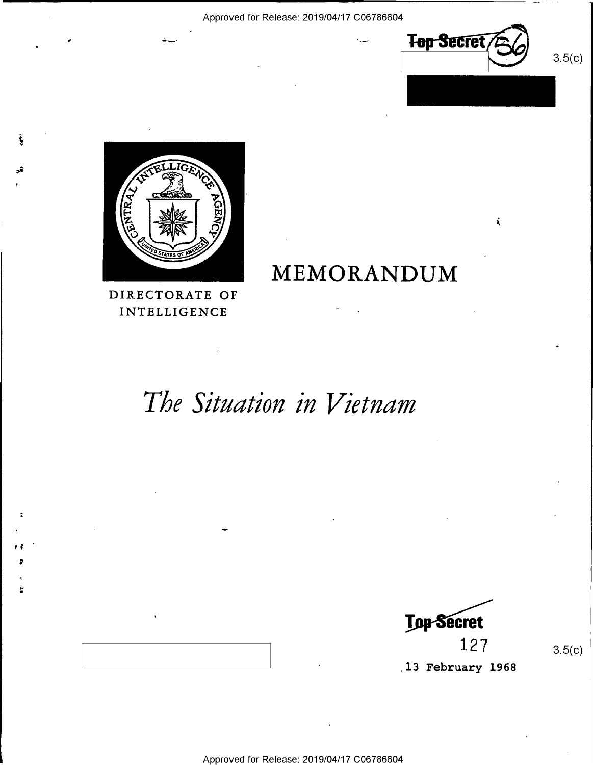Approved for Release: 2019/04/17 C06786604

Top Secret

3.5(c)

MEMORANDUM

DIRECTORATE OF INTELLIGENCE

# *The Situation in Vietnam*

Top Secret

127

3.5(c)

13 February 1968

Approved for Release: 2019/04/17 C06786604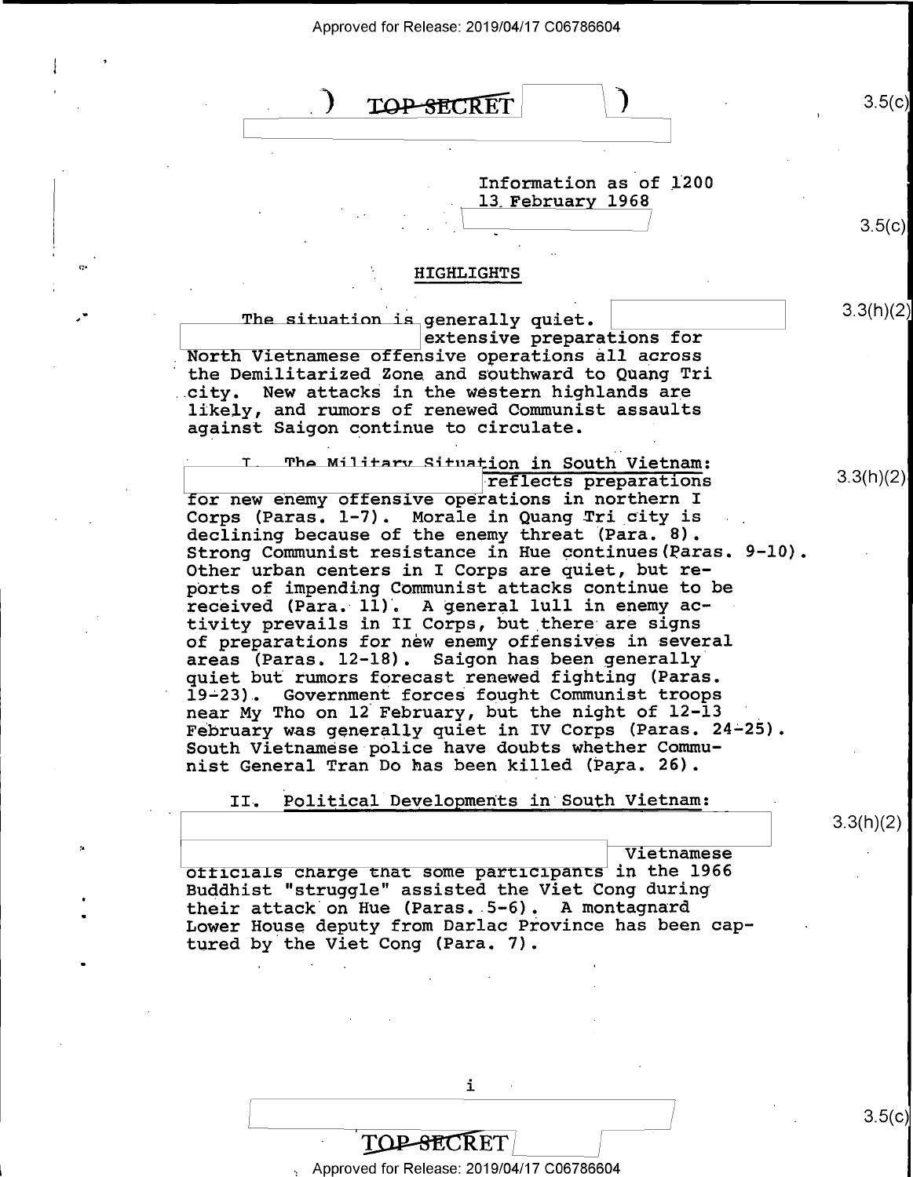TOP SECRET

Information as of 1200
13 February 1968

## HIGHLIGHTS

The situation is generally quiet. extensive preparations for North Vietnamese offensive operations all across the Demilitarized Zone and southward to Quang Tri city. New attacks in the western highlands are likely, and rumors of renewed Communist assaults against Saigon continue to circulate.

I. The Military Situation in South Vietnam: reflects preparations for new enemy offensive operations in northern I Corps (Paras. 1-7). Morale in Quang Tri city is declining because of the enemy threat (Para. 8). Strong Communist resistance in Hue continues (Paras. 9-10). Other urban centers in I Corps are quiet, but reports of impending Communist attacks continue to be received (Para. 11). A general lull in enemy activity prevails in II Corps, but there are signs of preparations for new enemy offensives in several areas (Paras. 12-18). Saigon has been generally quiet but rumors forecast renewed fighting (Paras. 19-23). Government forces fought Communist troops near My Tho on 12 February, but the night of 12-13 February was generally quiet in IV Corps (Paras. 24-25). South Vietnamese police have doubts whether Communist General Tran Do has been killed (Para. 26).

II. Political Developments in South Vietnam: Vietnamese officials charge that some participants in the 1966 Buddhist "struggle" assisted the Viet Cong during their attack on Hue (Paras. 5-6). A montagnard Lower House deputy from Darlac Province has been captured by the Viet Cong (Para. 7).

TOP SECRET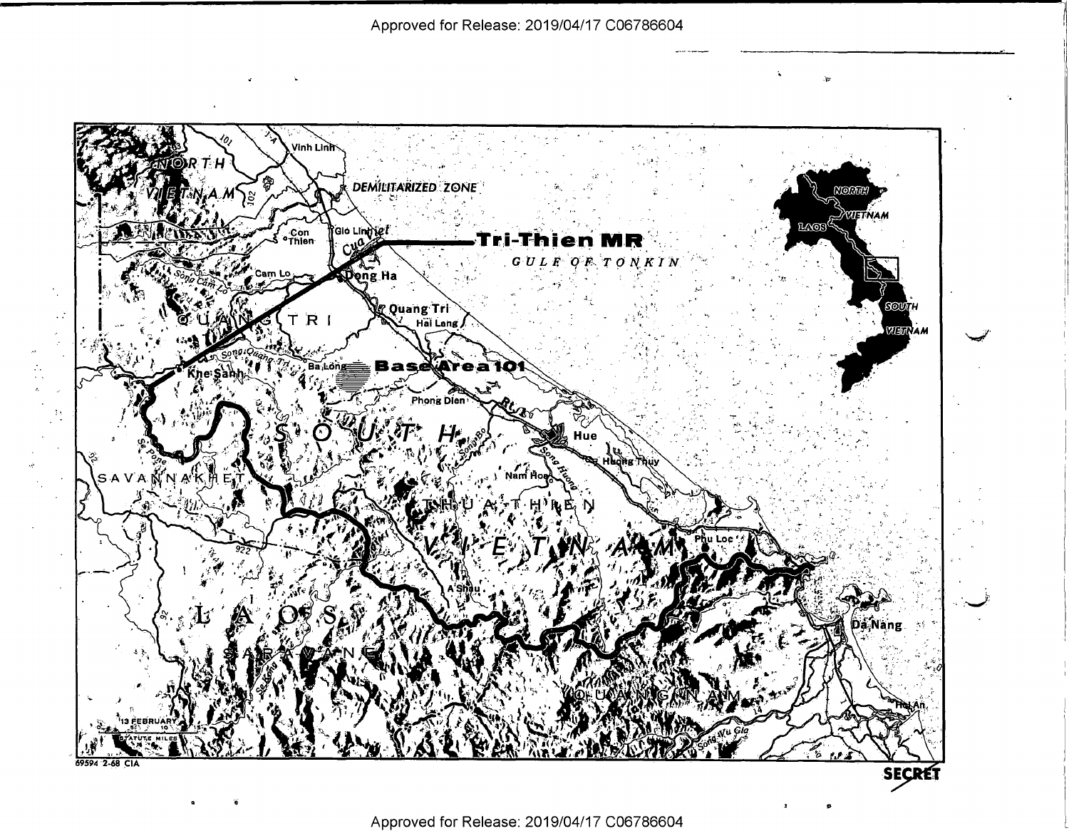Vinh Linh

NORTH VIETNAM

DEMILITARIZED ZONE

Con Thien

Gio Linh

Cua Viet

**Tri-Thien MR**

GULF OF TONKIN

Cam Lo

Song Cam Lo

Dong Ha

Quang Tri

Hai Lang

QUANG TRI

Song Quang Tri

Khe Sanh

Ba Long

**Base Area 101**

Phong Dien

Rt. 1

Hue

Huong Thuy

Song Huong

Song Bo

Nam Hoa

Se Pone

SAVANNAKHET

SOUTH VIETNAM

THUA THIEN

Phu Loc

A Shau

Da Nang

LAOS

SARAVANE

QUANG NAM

Song Vu Gia

Hoi An

13 FEBRUARY

STATUTE MILES

NORTH VIETNAM

LAOS

SOUTH VIETNAM

69594 2-68 CIA

SECRET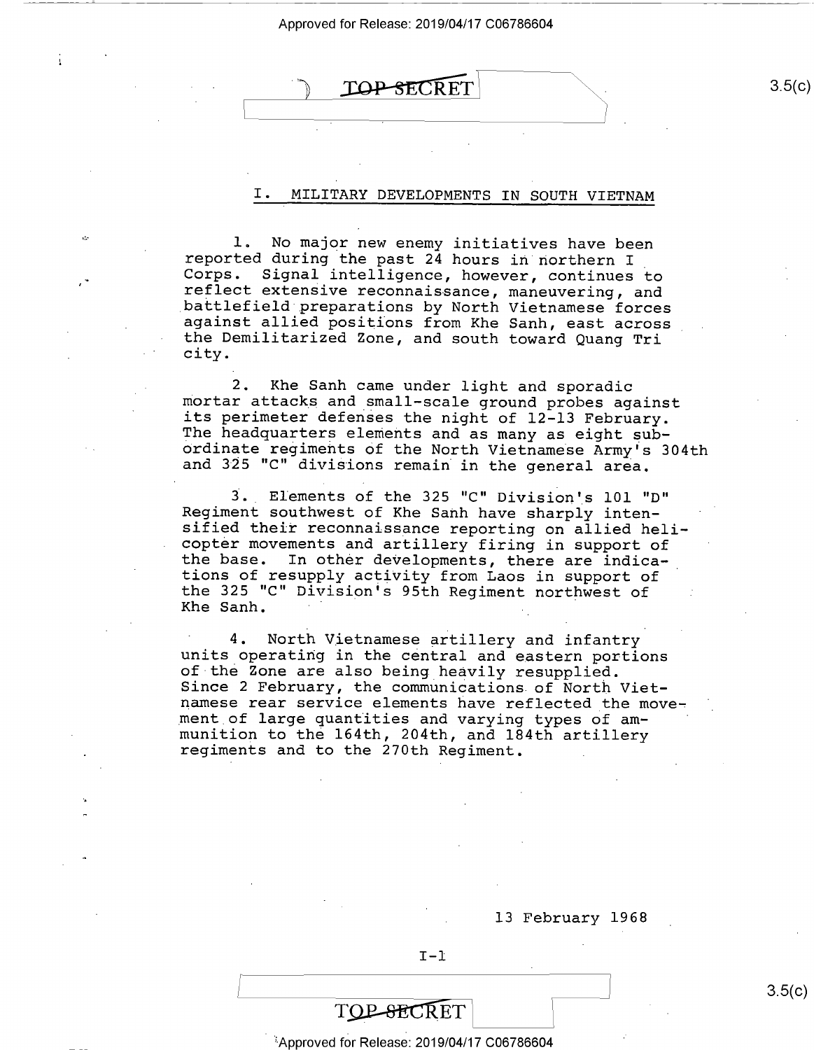## I. MILITARY DEVELOPMENTS IN SOUTH VIETNAM

1. No major new enemy initiatives have been reported during the past 24 hours in northern I Corps. Signal intelligence, however, continues to reflect extensive reconnaissance, maneuvering, and battlefield preparations by North Vietnamese forces against allied positions from Khe Sanh, east across the Demilitarized Zone, and south toward Quang Tri city.

2. Khe Sanh came under light and sporadic mortar attacks and small-scale ground probes against its perimeter defenses the night of 12-13 February. The headquarters elements and as many as eight subordinate regiments of the North Vietnamese Army's 304th and 325 "C" divisions remain in the general area.

3. Elements of the 325 "C" Division's 101 "D" Regiment southwest of Khe Sanh have sharply intensified their reconnaissance reporting on allied helicopter movements and artillery firing in support of the base. In other developments, there are indications of resupply activity from Laos in support of the 325 "C" Division's 95th Regiment northwest of Khe Sanh.

4. North Vietnamese artillery and infantry units operating in the central and eastern portions of the Zone are also being heavily resupplied. Since 2 February, the communications of North Vietnamese rear service elements have reflected the movement of large quantities and varying types of ammunition to the 164th, 204th, and 184th artillery regiments and to the 270th Regiment.

13 February 1968

I-1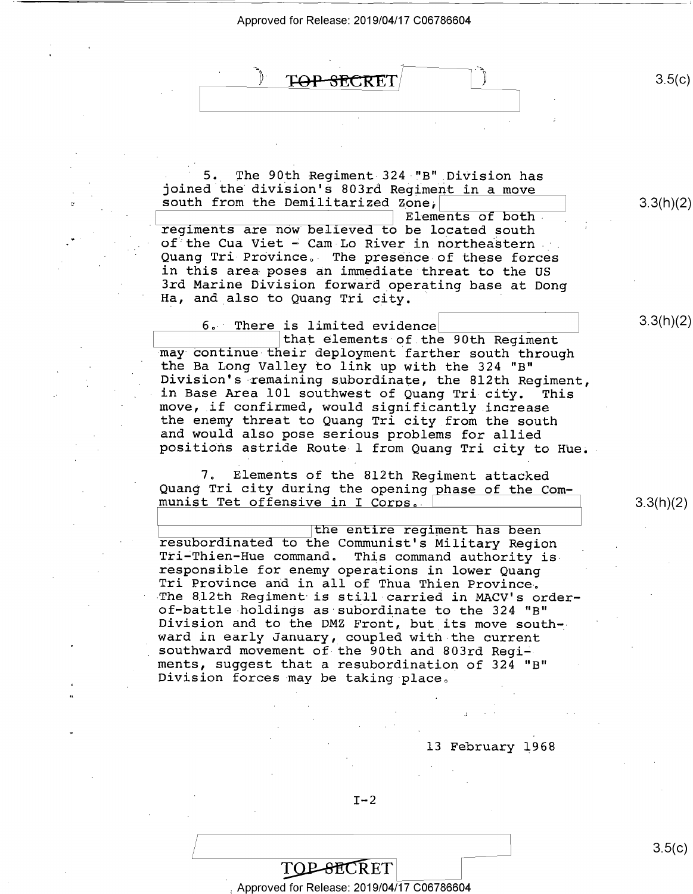5. The 90th Regiment 324 "B" Division has joined the division's 803rd Regiment in a move south from the Demilitarized Zone, Elements of both regiments are now believed to be located south of the Cua Viet - Cam Lo River in northeastern Quang Tri Province. The presence of these forces in this area poses an immediate threat to the US 3rd Marine Division forward operating base at Dong Ha, and also to Quang Tri city.

6. There is limited evidence that elements of the 90th Regiment may continue their deployment farther south through the Ba Long Valley to link up with the 324 "B" Division's remaining subordinate, the 812th Regiment, in Base Area 101 southwest of Quang Tri city. This move, if confirmed, would significantly increase the enemy threat to Quang Tri city from the south and would also pose serious problems for allied positions astride Route 1 from Quang Tri city to Hue.

7. Elements of the 812th Regiment attacked Quang Tri city during the opening phase of the Communist Tet offensive in I Corps. the entire regiment has been resubordinated to the Communist's Military Region Tri-Thien-Hue command. This command authority is responsible for enemy operations in lower Quang Tri Province and in all of Thua Thien Province. The 812th Regiment is still carried in MACV's order-of-battle holdings as subordinate to the 324 "B" Division and to the DMZ Front, but its move southward in early January, coupled with the current southward movement of the 90th and 803rd Regiments, suggest that a resubordination of 324 "B" Division forces may be taking place.

13 February 1968

I-2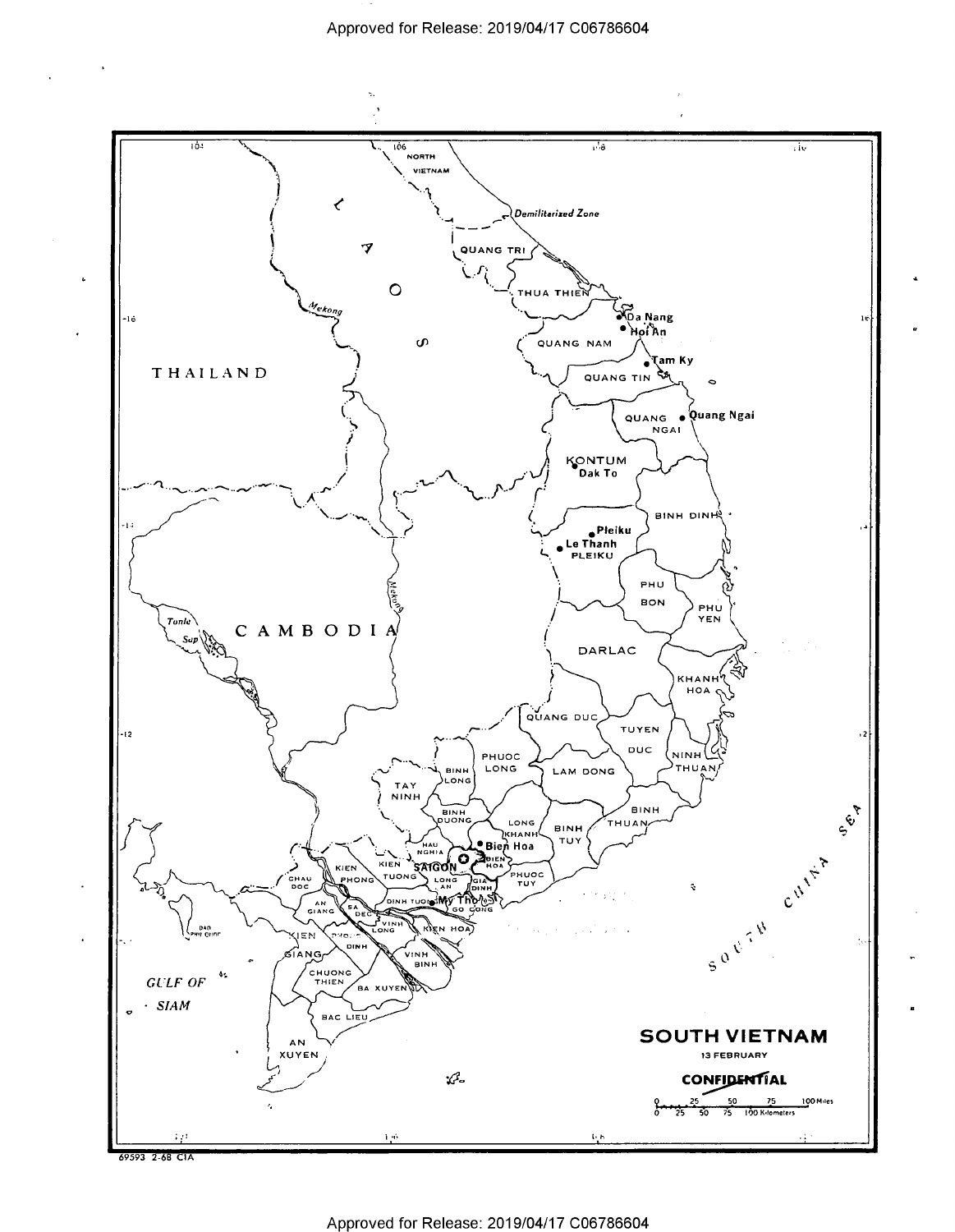**SOUTH VIETNAM**

13 FEBRUARY

CONFIDENTIAL

69593 2-68 CIA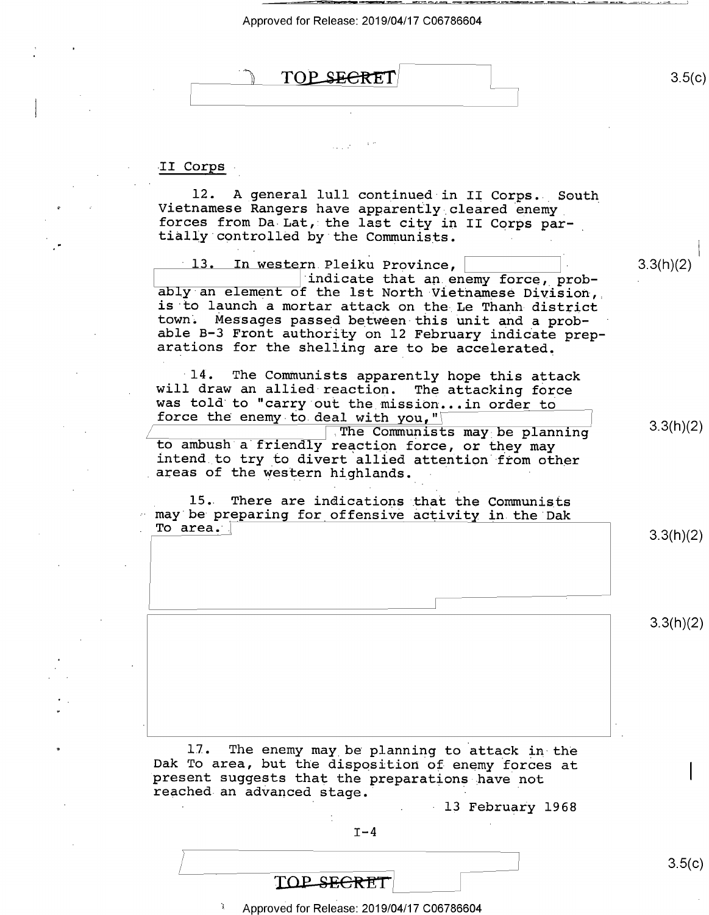## II Corps

12. A general lull continued in II Corps. South Vietnamese Rangers have apparently cleared enemy forces from Da Lat, the last city in II Corps partially controlled by the Communists.

13. In western Pleiku Province, indicate that an enemy force, probably an element of the 1st North Vietnamese Division, is to launch a mortar attack on the Le Thanh district town. Messages passed between this unit and a probable B-3 Front authority on 12 February indicate preparations for the shelling are to be accelerated.

14. The Communists apparently hope this attack will draw an allied reaction. The attacking force was told to "carry out the mission...in order to force the enemy to deal with you," The Communists may be planning to ambush a friendly reaction force, or they may intend to try to divert allied attention from other areas of the western highlands.

15. There are indications that the Communists may be preparing for offensive activity in the Dak To area.

17. The enemy may be planning to attack in the Dak To area, but the disposition of enemy forces at present suggests that the preparations have not reached an advanced stage.

13 February 1968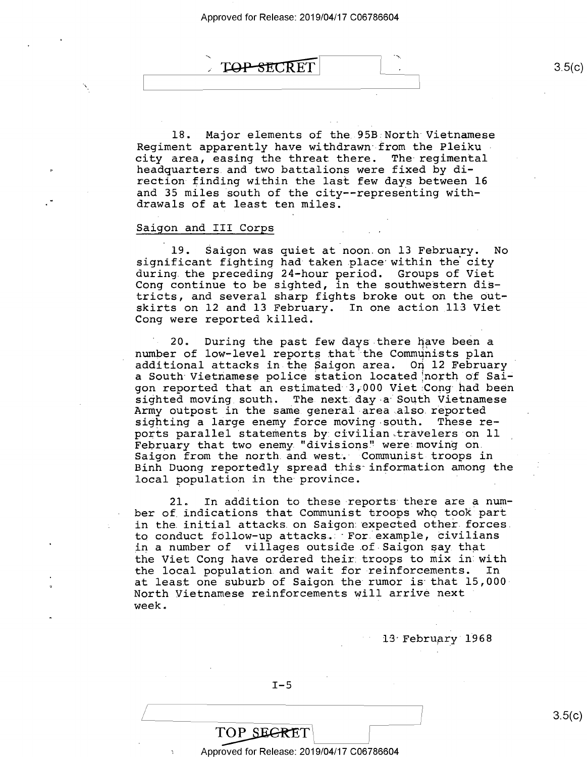18. Major elements of the 95B North Vietnamese Regiment apparently have withdrawn from the Pleiku city area, easing the threat there. The regimental headquarters and two battalions were fixed by direction finding within the last few days between 16 and 35 miles south of the city--representing withdrawals of at least ten miles.

## Saigon and III Corps

19. Saigon was quiet at noon on 13 February. No significant fighting had taken place within the city during the preceding 24-hour period. Groups of Viet Cong continue to be sighted, in the southwestern districts, and several sharp fights broke out on the outskirts on 12 and 13 February. In one action 113 Viet Cong were reported killed.

20. During the past few days there have been a number of low-level reports that the Communists plan additional attacks in the Saigon area. On 12 February a South Vietnamese police station located north of Saigon reported that an estimated 3,000 Viet Cong had been sighted moving south. The next day a South Vietnamese Army outpost in the same general area also reported sighting a large enemy force moving south. These reports parallel statements by civilian travelers on 11 February that two enemy "divisions" were moving on Saigon from the north and west. Communist troops in Binh Duong reportedly spread this information among the local population in the province.

21. In addition to these reports there are a number of indications that Communist troops who took part in the initial attacks on Saigon expected other forces to conduct follow-up attacks. For example, civilians in a number of villages outside of Saigon say that the Viet Cong have ordered their troops to mix in with the local population and wait for reinforcements. In at least one suburb of Saigon the rumor is that 15,000 North Vietnamese reinforcements will arrive next week.

13 February 1968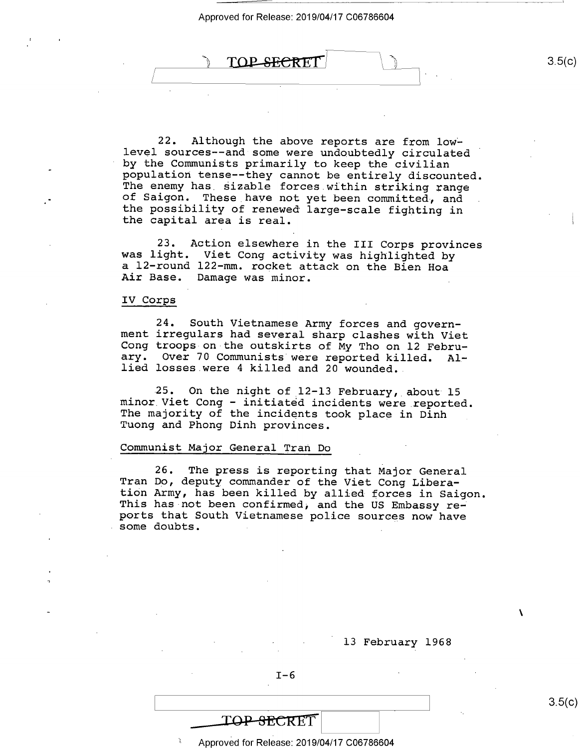22. Although the above reports are from low-level sources--and some were undoubtedly circulated by the Communists primarily to keep the civilian population tense--they cannot be entirely discounted. The enemy has sizable forces within striking range of Saigon. These have not yet been committed, and the possibility of renewed large-scale fighting in the capital area is real.

23. Action elsewhere in the III Corps provinces was light. Viet Cong activity was highlighted by a 12-round 122-mm. rocket attack on the Bien Hoa Air Base. Damage was minor.

## IV Corps

24. South Vietnamese Army forces and government irregulars had several sharp clashes with Viet Cong troops on the outskirts of My Tho on 12 February. Over 70 Communists were reported killed. Allied losses were 4 killed and 20 wounded.

25. On the night of 12-13 February, about 15 minor Viet Cong - initiated incidents were reported. The majority of the incidents took place in Dinh Tuong and Phong Dinh provinces.

## Communist Major General Tran Do

26. The press is reporting that Major General Tran Do, deputy commander of the Viet Cong Liberation Army, has been killed by allied forces in Saigon. This has not been confirmed, and the US Embassy reports that South Vietnamese police sources now have some doubts.

13 February 1968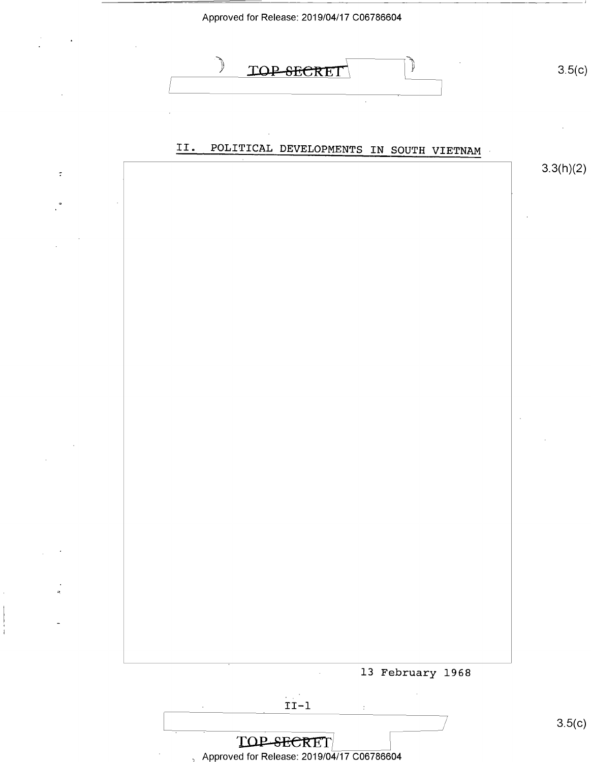TOP SECRET

3.5(c)

## II. POLITICAL DEVELOPMENTS IN SOUTH VIETNAM

3.3(h)(2)

13 February 1968

3.5(c)

TOP SECRET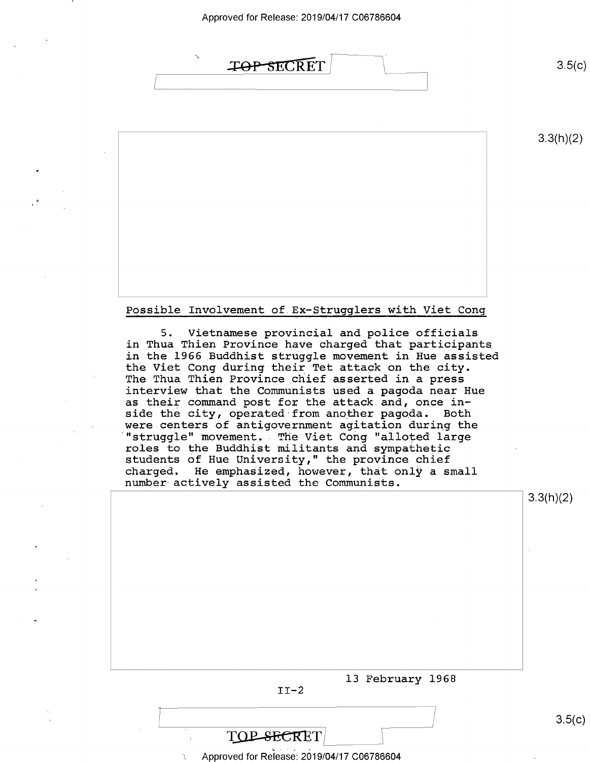Possible Involvement of Ex-Strugglers with Viet Cong

5. Vietnamese provincial and police officials in Thua Thien Province have charged that participants in the 1966 Buddhist struggle movement in Hue assisted the Viet Cong during their Tet attack on the city. The Thua Thien Province chief asserted in a press interview that the Communists used a pagoda near Hue as their command post for the attack and, once inside the city, operated from another pagoda. Both were centers of antigovernment agitation during the "struggle" movement. The Viet Cong "alloted large roles to the Buddhist militants and sympathetic students of Hue University," the province chief charged. He emphasized, however, that only a small number actively assisted the Communists.

13 February 1968

II-2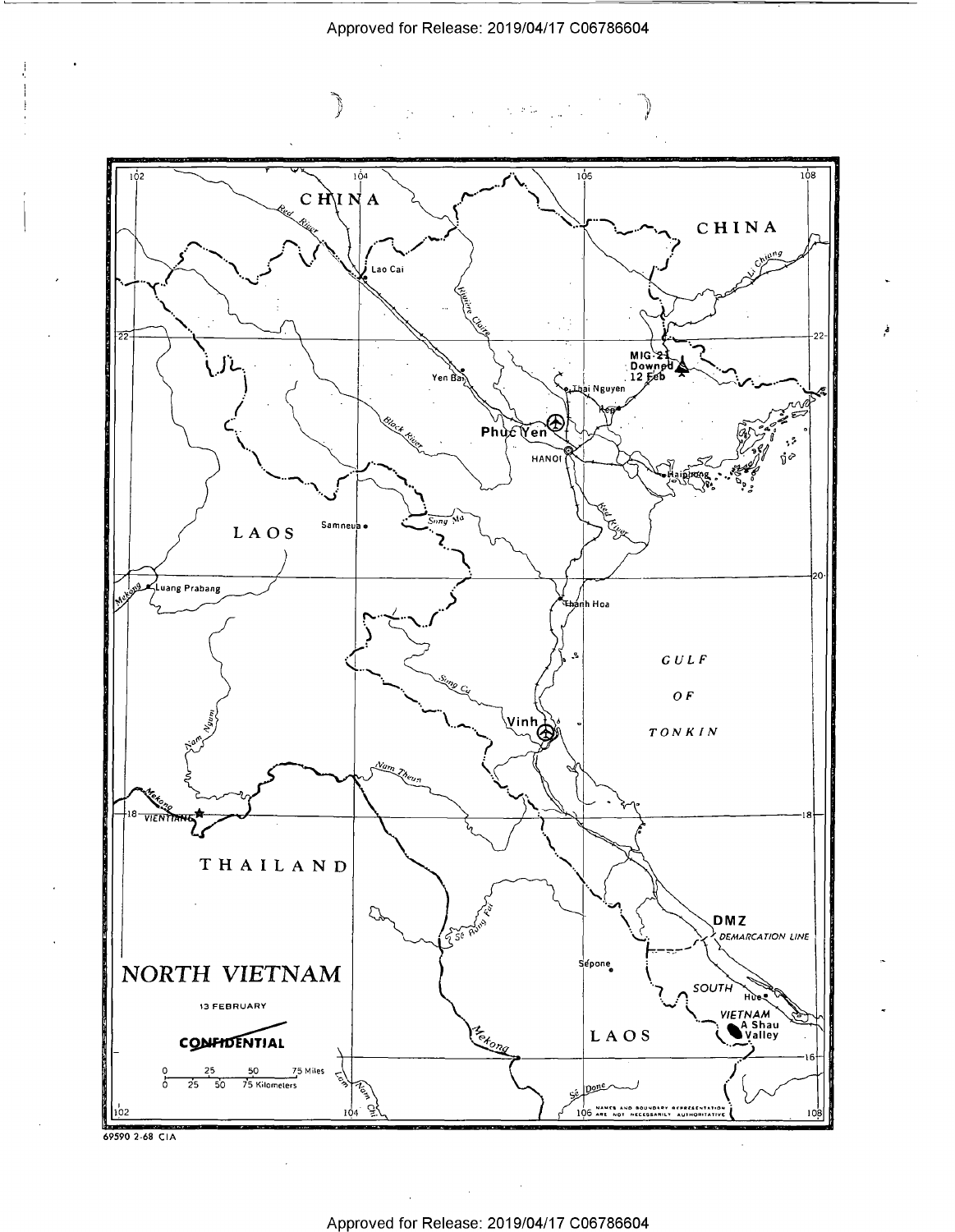# NORTH VIETNAM

13 FEBRUARY

CONFIDENTIAL

0 25 50 75 Miles
0 25 50 75 Kilometers

CHINA

CHINA

Lao Cai

Red River

Riviere Claire

Li Chiang

MIG-21 Downed 12 Feb

Yen Bai

Thai Nguyen

Kep

Phuc Yen

Black River

HANOI

Haiphong

LAOS

Samneua

Song Ma

Red River

Mekong

Luang Prabang

Thanh Hoa

GULF OF TONKIN

Song Ca

Vinh

Nam Ngum

Nam Theun

Mekong

VIENTIANE

THAILAND

DMZ

DEMARCATION LINE

Se Bang Fai

Sepone

SOUTH VIETNAM

Hue

A Shau Valley

Mekong

LAOS

Lam Nam Chi

Se Done

NAMES AND BOUNDARY REPRESENTATION ARE NOT NECESSARILY AUTHORITATIVE

102 104 106 108

22 20 18 16

69590 2-68 CIA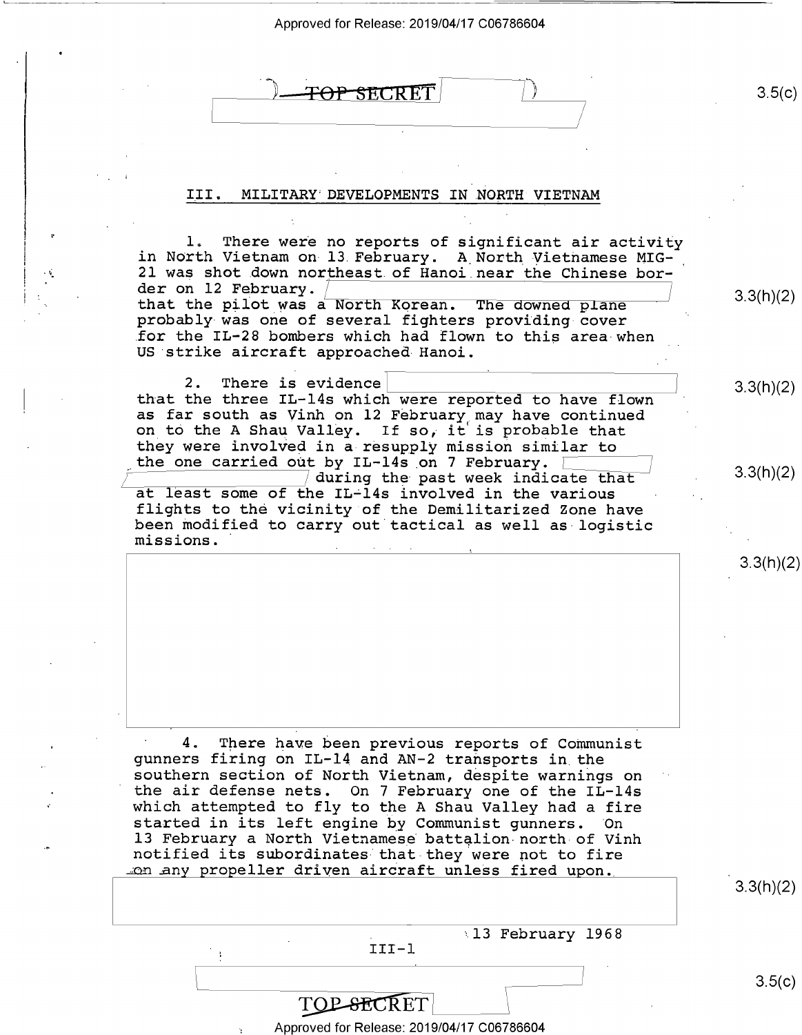TOP SECRET

## III. MILITARY DEVELOPMENTS IN NORTH VIETNAM

1. There were no reports of significant air activity in North Vietnam on 13 February. A North Vietnamese MIG-21 was shot down northeast of Hanoi near the Chinese border on 12 February. [redacted] that the pilot was a North Korean. The downed plane probably was one of several fighters providing cover for the IL-28 bombers which had flown to this area when US strike aircraft approached Hanoi.

2. There is evidence [redacted] that the three IL-14s which were reported to have flown as far south as Vinh on 12 February may have continued on to the A Shau Valley. If so, it is probable that they were involved in a resupply mission similar to the one carried out by IL-14s on 7 February. [redacted] during the past week indicate that at least some of the IL-14s involved in the various flights to the vicinity of the Demilitarized Zone have been modified to carry out tactical as well as logistic missions.

[redacted]

4. There have been previous reports of Communist gunners firing on IL-14 and AN-2 transports in the southern section of North Vietnam, despite warnings on the air defense nets. On 7 February one of the IL-14s which attempted to fly to the A Shau Valley had a fire started in its left engine by Communist gunners. On 13 February a North Vietnamese battalion north of Vinh notified its subordinates that they were not to fire on any propeller driven aircraft unless fired upon.

[redacted]

13 February 1968

III-1

TOP SECRET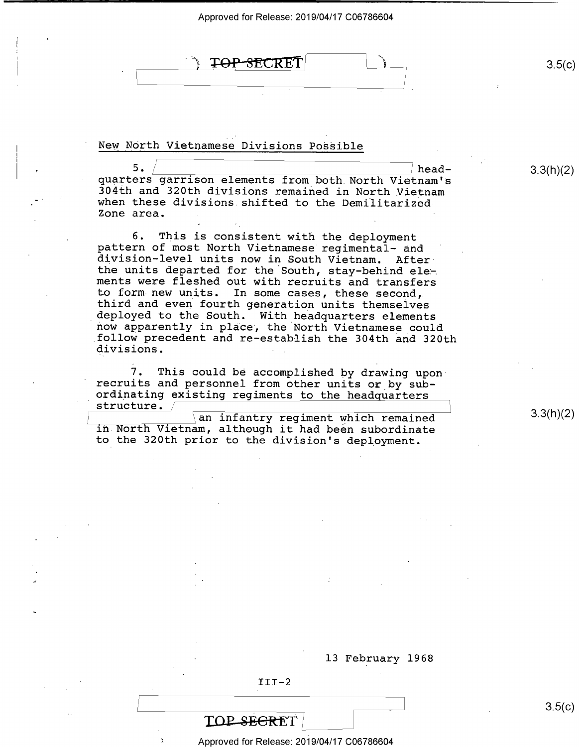## New North Vietnamese Divisions Possible

5. [redacted] headquarters garrison elements from both North Vietnam's 304th and 320th divisions remained in North Vietnam when these divisions shifted to the Demilitarized Zone area.

6. This is consistent with the deployment pattern of most North Vietnamese regimental- and division-level units now in South Vietnam. After the units departed for the South, stay-behind elements were fleshed out with recruits and transfers to form new units. In some cases, these second, third and even fourth generation units themselves deployed to the South. With headquarters elements now apparently in place, the North Vietnamese could follow precedent and re-establish the 304th and 320th divisions.

7. This could be accomplished by drawing upon recruits and personnel from other units or by subordinating existing regiments to the headquarters structure. [redacted] an infantry regiment which remained in North Vietnam, although it had been subordinate to the 320th prior to the division's deployment.

13 February 1968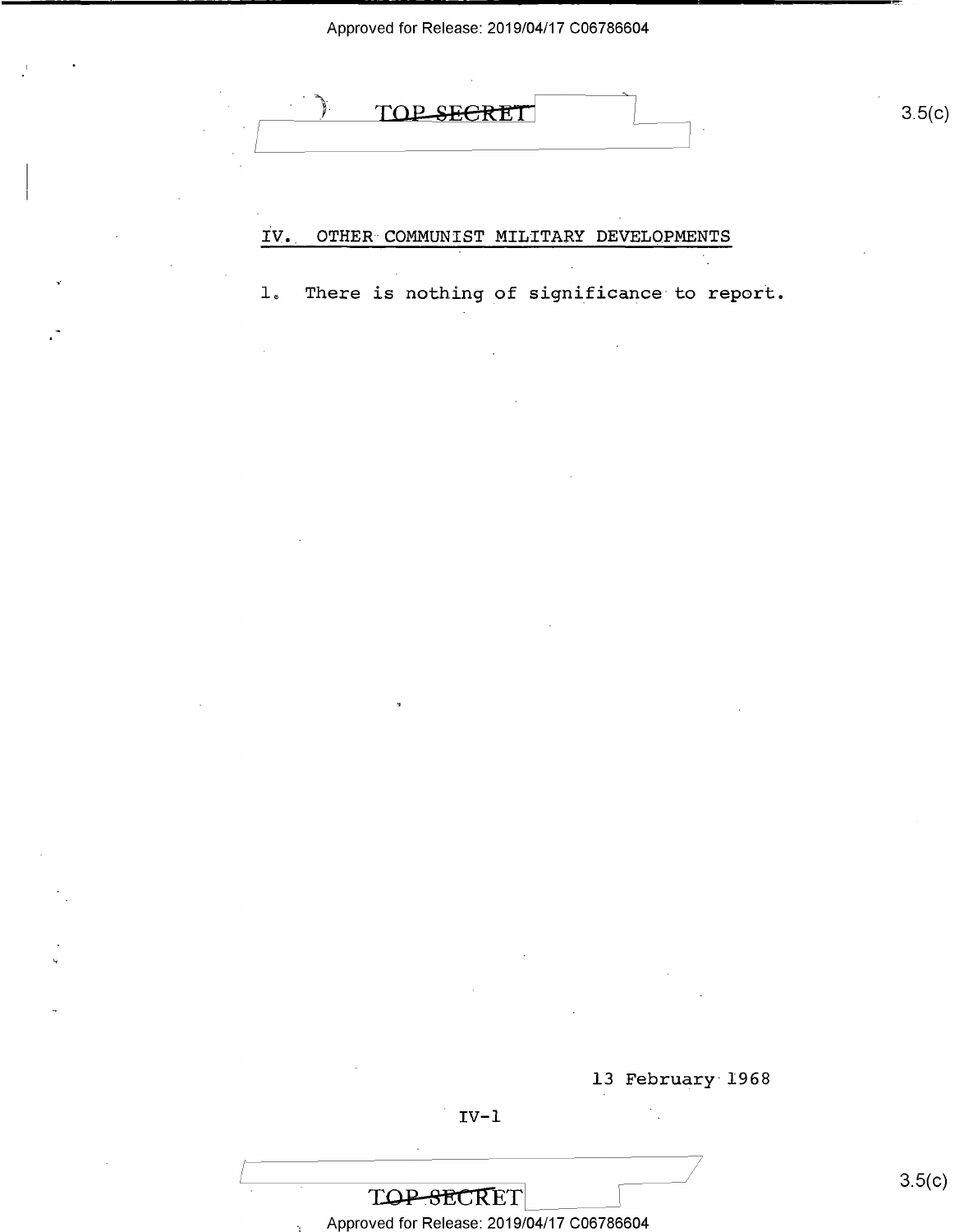## IV. OTHER COMMUNIST MILITARY DEVELOPMENTS

1. There is nothing of significance to report.

13 February 1968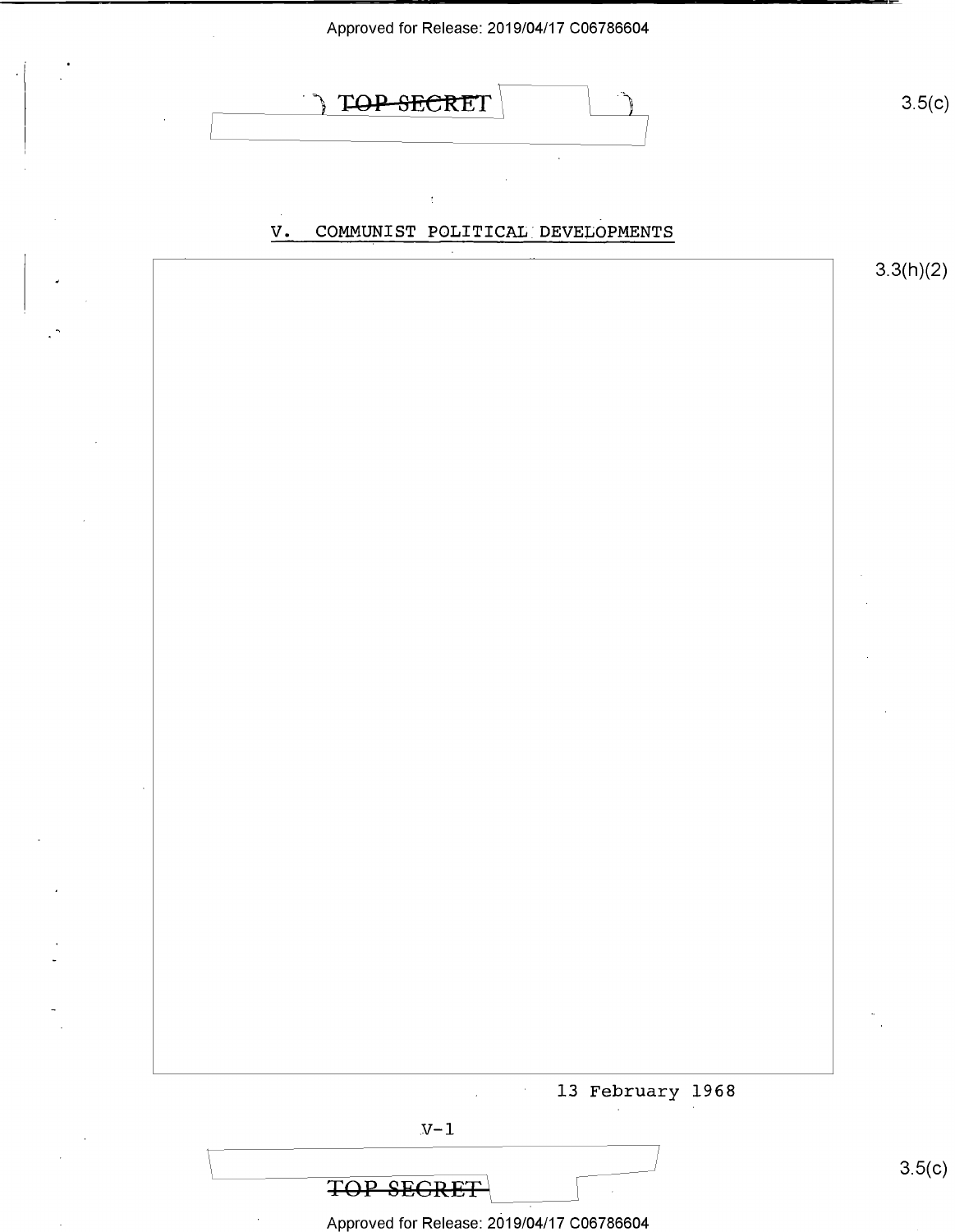TOP SECRET

3.5(c)

## V. COMMUNIST POLITICAL DEVELOPMENTS

3.3(h)(2)

13 February 1968

TOP SECRET

3.5(c)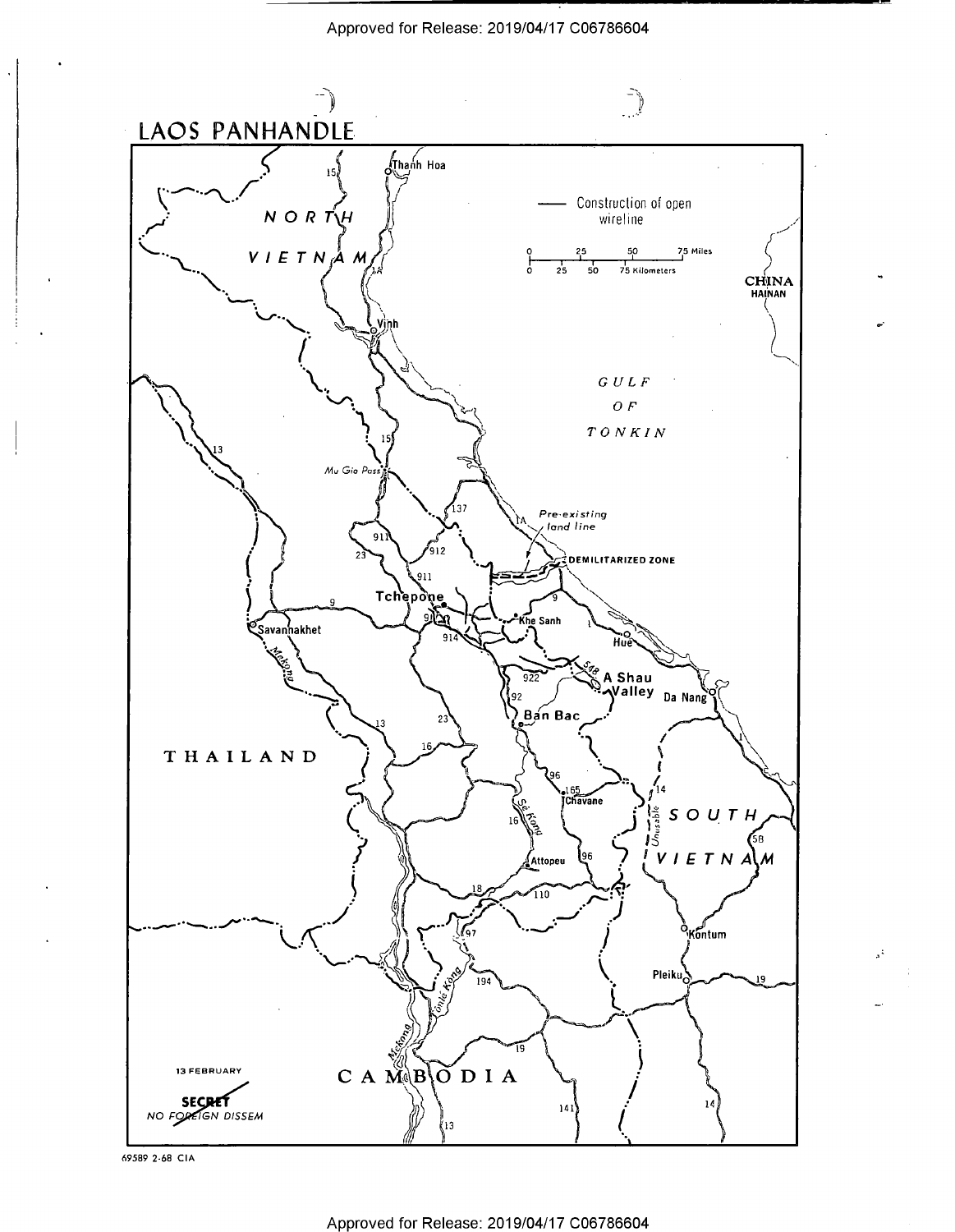# LAOS PANHANDLE

Construction of open wireline

13 FEBRUARY

SECRET
NO FOREIGN DISSEM

69589 2-68 CIA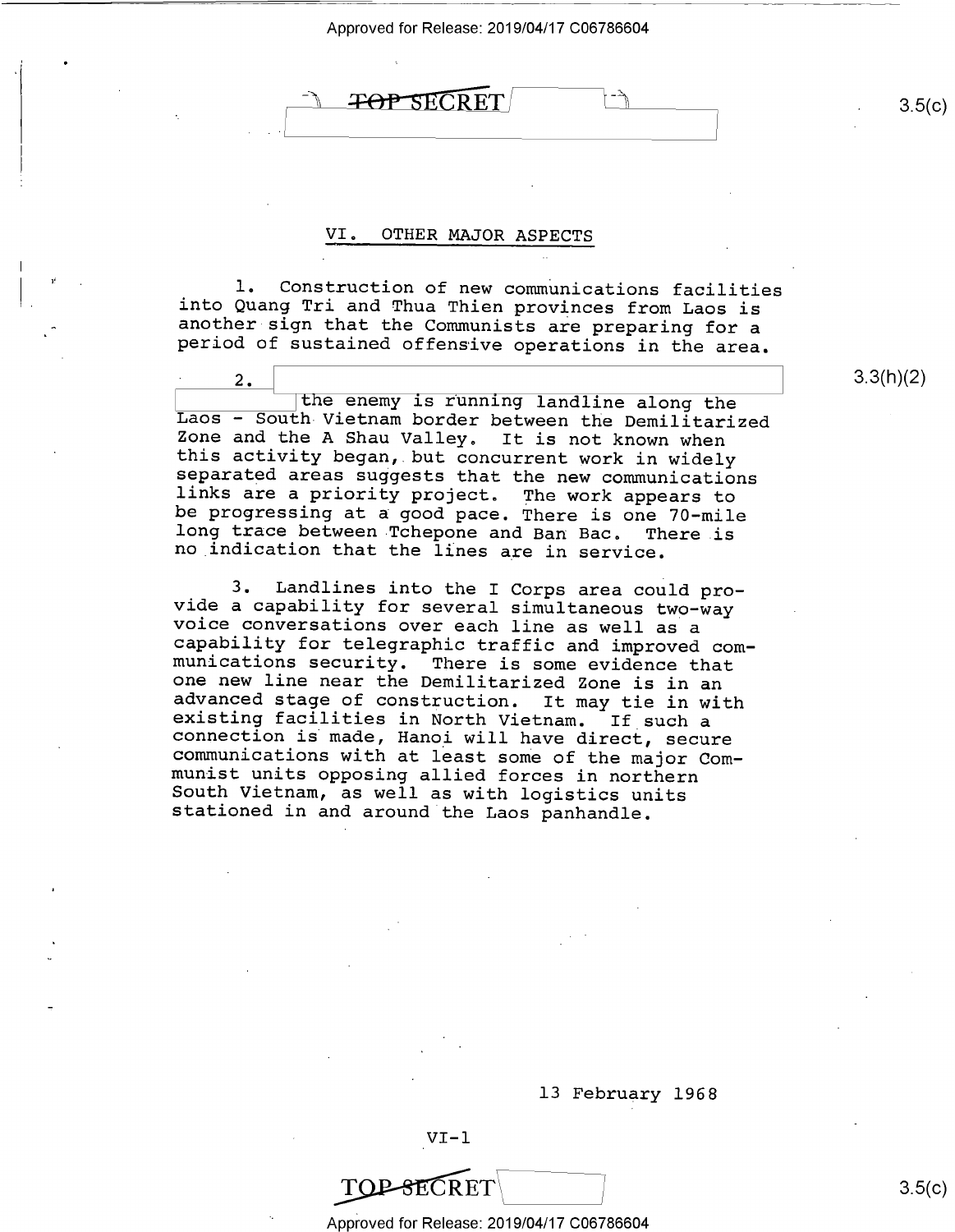## VI. OTHER MAJOR ASPECTS

1. Construction of new communications facilities into Quang Tri and Thua Thien provinces from Laos is another sign that the Communists are preparing for a period of sustained offensive operations in the area.

2. [redacted] the enemy is running landline along the Laos - South Vietnam border between the Demilitarized Zone and the A Shau Valley. It is not known when this activity began, but concurrent work in widely separated areas suggests that the new communications links are a priority project. The work appears to be progressing at a good pace. There is one 70-mile long trace between Tchepone and Ban Bac. There is no indication that the lines are in service.

3. Landlines into the I Corps area could provide a capability for several simultaneous two-way voice conversations over each line as well as a capability for telegraphic traffic and improved communications security. There is some evidence that one new line near the Demilitarized Zone is in an advanced stage of construction. It may tie in with existing facilities in North Vietnam. If such a connection is made, Hanoi will have direct, secure communications with at least some of the major Communist units opposing allied forces in northern South Vietnam, as well as with logistics units stationed in and around the Laos panhandle.

13 February 1968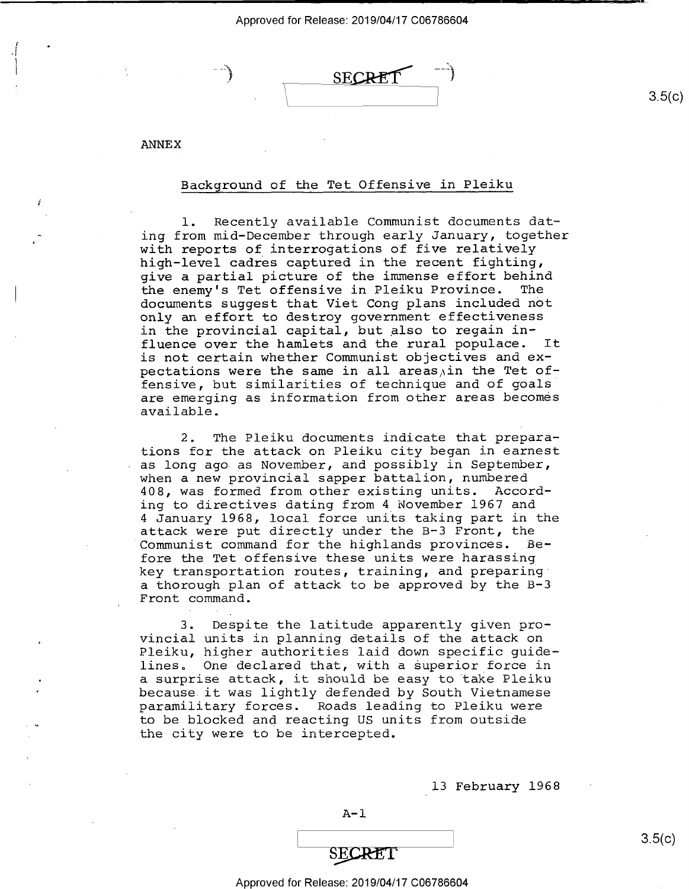ANNEX

## Background of the Tet Offensive in Pleiku

1. Recently available Communist documents dating from mid-December through early January, together with reports of interrogations of five relatively high-level cadres captured in the recent fighting, give a partial picture of the immense effort behind the enemy's Tet offensive in Pleiku Province. The documents suggest that Viet Cong plans included not only an effort to destroy government effectiveness in the provincial capital, but also to regain influence over the hamlets and the rural populace. It is not certain whether Communist objectives and expectations were the same in all areas in the Tet offensive, but similarities of technique and of goals are emerging as information from other areas becomes available.

2. The Pleiku documents indicate that preparations for the attack on Pleiku city began in earnest as long ago as November, and possibly in September, when a new provincial sapper battalion, numbered 408, was formed from other existing units. According to directives dating from 4 November 1967 and 4 January 1968, local force units taking part in the attack were put directly under the B-3 Front, the Communist command for the highlands provinces. Before the Tet offensive these units were harassing key transportation routes, training, and preparing a thorough plan of attack to be approved by the B-3 Front command.

3. Despite the latitude apparently given provincial units in planning details of the attack on Pleiku, higher authorities laid down specific guidelines. One declared that, with a superior force in a surprise attack, it should be easy to take Pleiku because it was lightly defended by South Vietnamese paramilitary forces. Roads leading to Pleiku were to be blocked and reacting US units from outside the city were to be intercepted.

13 February 1968

A-1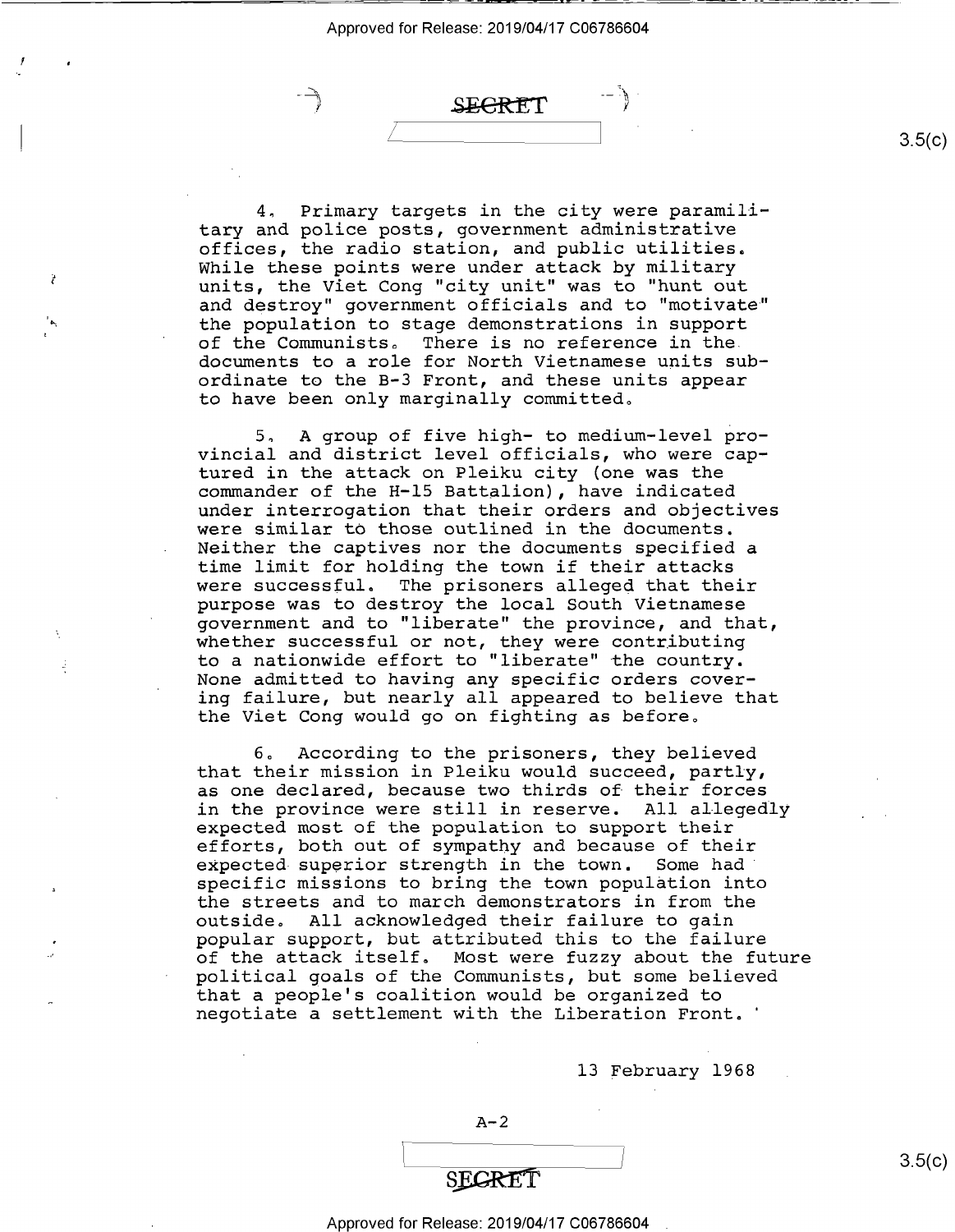4. Primary targets in the city were paramilitary and police posts, government administrative offices, the radio station, and public utilities. While these points were under attack by military units, the Viet Cong "city unit" was to "hunt out and destroy" government officials and to "motivate" the population to stage demonstrations in support of the Communists. There is no reference in the documents to a role for North Vietnamese units subordinate to the B-3 Front, and these units appear to have been only marginally committed.

5. A group of five high- to medium-level provincial and district level officials, who were captured in the attack on Pleiku city (one was the commander of the H-15 Battalion), have indicated under interrogation that their orders and objectives were similar to those outlined in the documents. Neither the captives nor the documents specified a time limit for holding the town if their attacks were successful. The prisoners alleged that their purpose was to destroy the local South Vietnamese government and to "liberate" the province, and that, whether successful or not, they were contributing to a nationwide effort to "liberate" the country. None admitted to having any specific orders covering failure, but nearly all appeared to believe that the Viet Cong would go on fighting as before.

6. According to the prisoners, they believed that their mission in Pleiku would succeed, partly, as one declared, because two thirds of their forces in the province were still in reserve. All allegedly expected most of the population to support their efforts, both out of sympathy and because of their expected superior strength in the town. Some had specific missions to bring the town population into the streets and to march demonstrators in from the outside. All acknowledged their failure to gain popular support, but attributed this to the failure of the attack itself. Most were fuzzy about the future political goals of the Communists, but some believed that a people's coalition would be organized to negotiate a settlement with the Liberation Front.

13 February 1968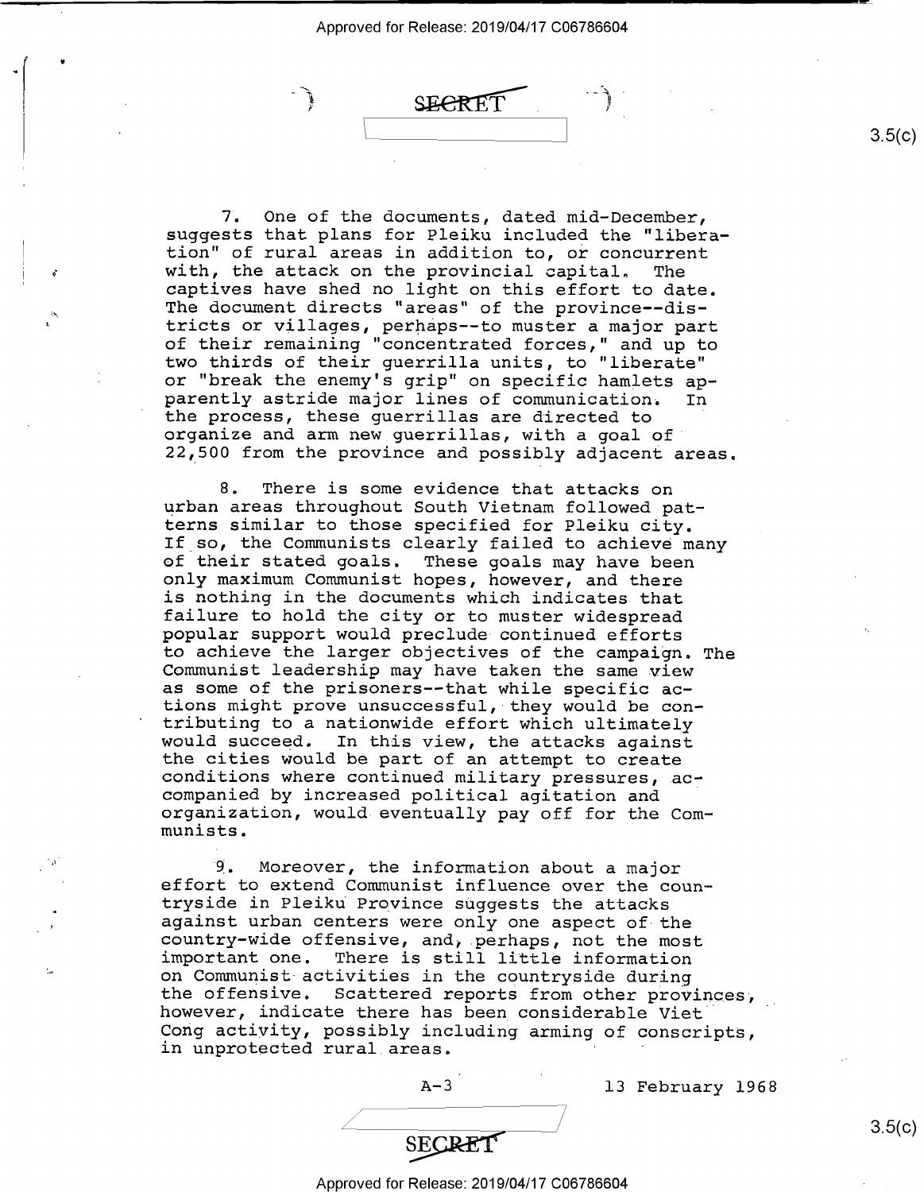7. One of the documents, dated mid-December, suggests that plans for Pleiku included the "liberation" of rural areas in addition to, or concurrent with, the attack on the provincial capital. The captives have shed no light on this effort to date. The document directs "areas" of the province--districts or villages, perhaps--to muster a major part of their remaining "concentrated forces," and up to two thirds of their guerrilla units, to "liberate" or "break the enemy's grip" on specific hamlets apparently astride major lines of communication. In the process, these guerrillas are directed to organize and arm new guerrillas, with a goal of 22,500 from the province and possibly adjacent areas.

8. There is some evidence that attacks on urban areas throughout South Vietnam followed patterns similar to those specified for Pleiku city. If so, the Communists clearly failed to achieve many of their stated goals. These goals may have been only maximum Communist hopes, however, and there is nothing in the documents which indicates that failure to hold the city or to muster widespread popular support would preclude continued efforts to achieve the larger objectives of the campaign. The Communist leadership may have taken the same view as some of the prisoners--that while specific actions might prove unsuccessful, they would be contributing to a nationwide effort which ultimately would succeed. In this view, the attacks against the cities would be part of an attempt to create conditions where continued military pressures, accompanied by increased political agitation and organization, would eventually pay off for the Communists.

9. Moreover, the information about a major effort to extend Communist influence over the countryside in Pleiku Province suggests the attacks against urban centers were only one aspect of the country-wide offensive, and, perhaps, not the most important one. There is still little information on Communist activities in the countryside during the offensive. Scattered reports from other provinces, however, indicate there has been considerable Viet Cong activity, possibly including arming of conscripts, in unprotected rural areas.

13 February 1968